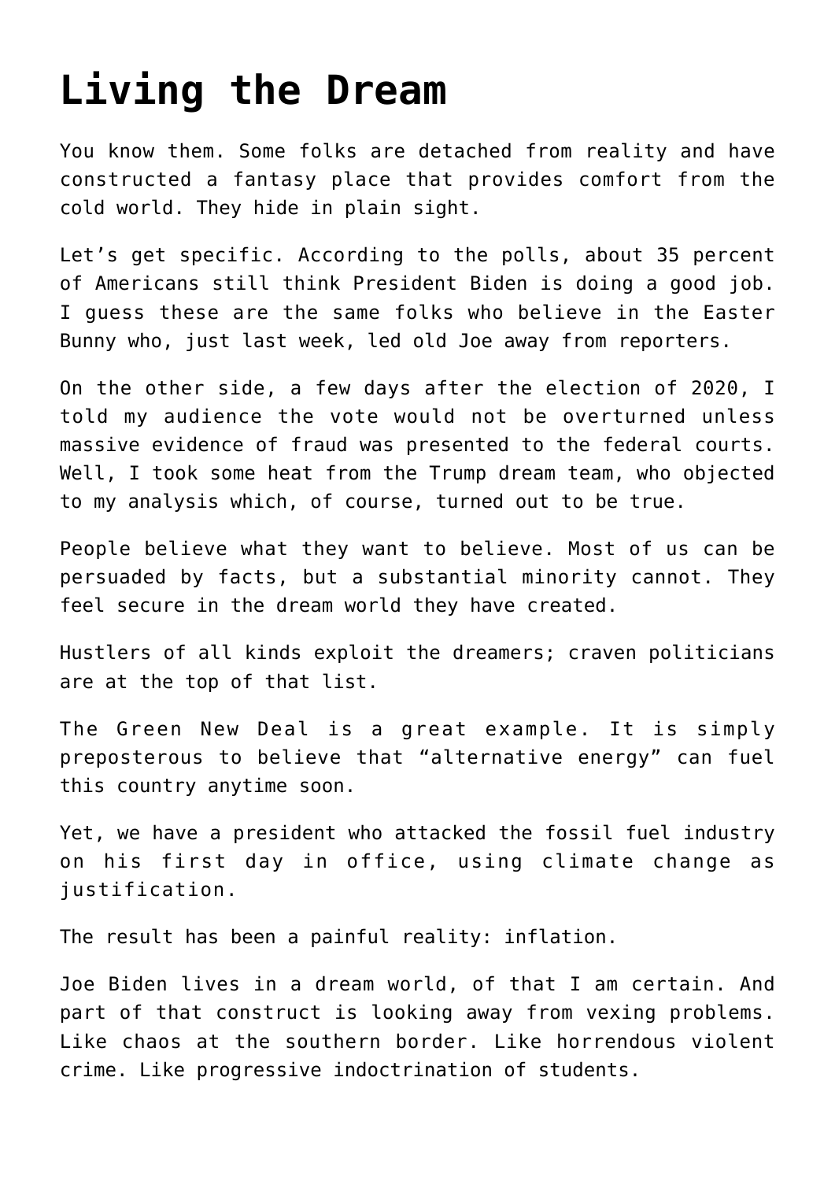# Living the Dream

You know them. Some folks are detached from reality and have constructed a fantasy place that provides comfort from the cold world. They hide in plain sight.

Let's get specific. According to the polls, about 35 percent of Americans still think President Biden is doing a good job. I guess these are the same folks who believe in the Easter Bunny who, just last week, led old Joe away from reporters.

On the other side, a few days after the election of 2020, I told my audience the vote would not be overturned unless massive evidence of fraud was presented to the federal courts. Well, I took some heat from the Trump dream team, who objected to my analysis which, of course, turned out to be true.

People believe what they want to believe. Most of us can be persuaded by facts, but a substantial minority cannot. They feel secure in the dream world they have created.

Hustlers of all kinds exploit the dreamers; craven politicians are at the top of that list.

The Green New Deal is a great example. It is simply preposterous to believe that "alternative energy" can fuel this country anytime soon.

Yet, we have a president who attacked the fossil fuel industry on his first day in office, using climate change as justification.

The result has been a painful reality: inflation.

Joe Biden lives in a dream world, of that I am certain. And part of that construct is looking away from vexing problems. Like chaos at the southern border. Like horrendous violent crime. Like progressive indoctrination of students.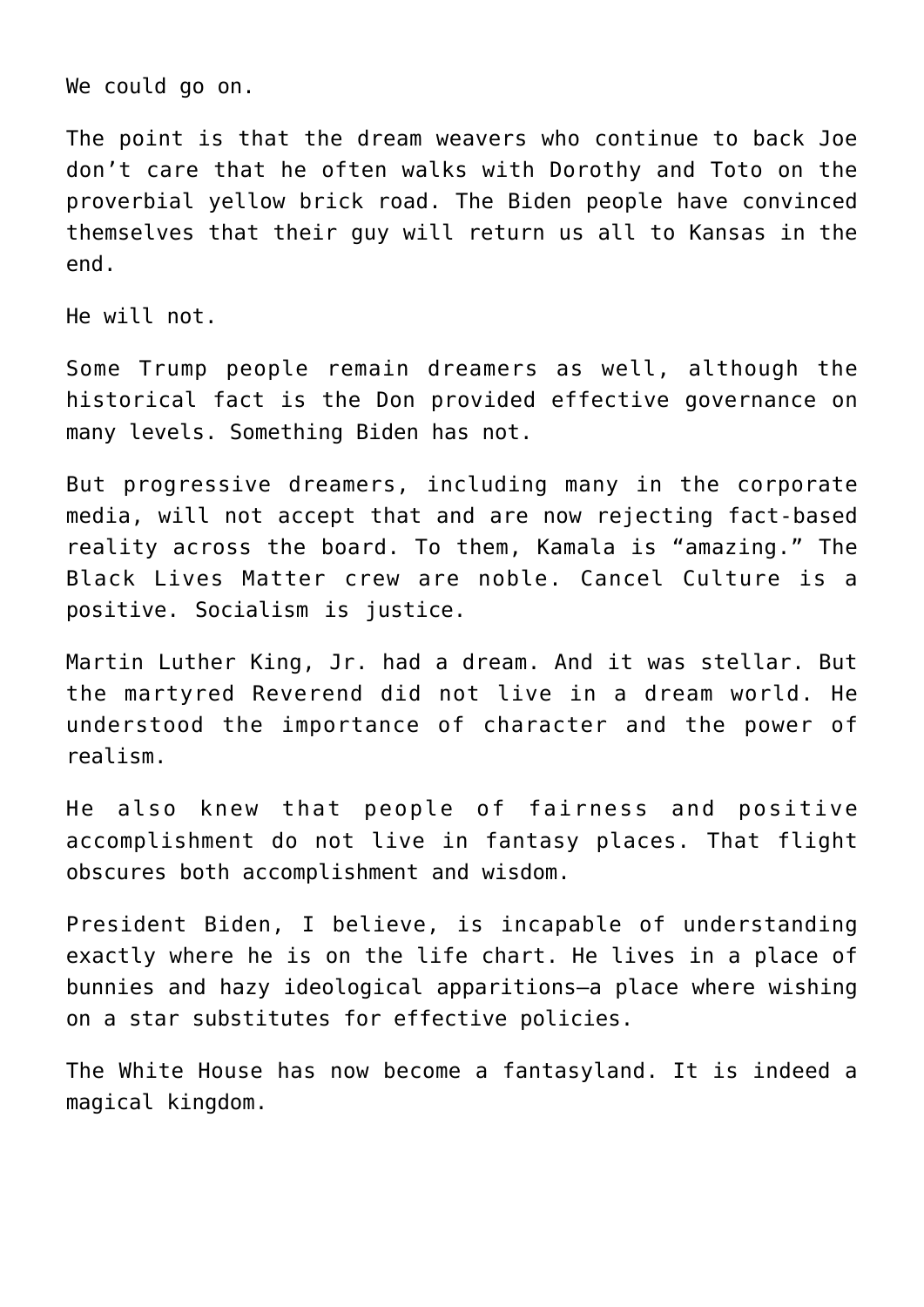We could go on.

The point is that the dream weavers who continue to back Joe don't care that he often walks with Dorothy and Toto on the proverbial yellow brick road. The Biden people have convinced themselves that their guy will return us all to Kansas in the end.

He will not.

Some Trump people remain dreamers as well, although the historical fact is the Don provided effective governance on many levels. Something Biden has not.

But progressive dreamers, including many in the corporate media, will not accept that and are now rejecting fact-based reality across the board. To them, Kamala is "amazing." The Black Lives Matter crew are noble. Cancel Culture is a positive. Socialism is justice.

Martin Luther King, Jr. had a dream. And it was stellar. But the martyred Reverend did not live in a dream world. He understood the importance of character and the power of realism.

He also knew that people of fairness and positive accomplishment do not live in fantasy places. That flight obscures both accomplishment and wisdom.

President Biden, I believe, is incapable of understanding exactly where he is on the life chart. He lives in a place of bunnies and hazy ideological apparitions—a place where wishing on a star substitutes for effective policies.

The White House has now become a fantasyland. It is indeed a magical kingdom.